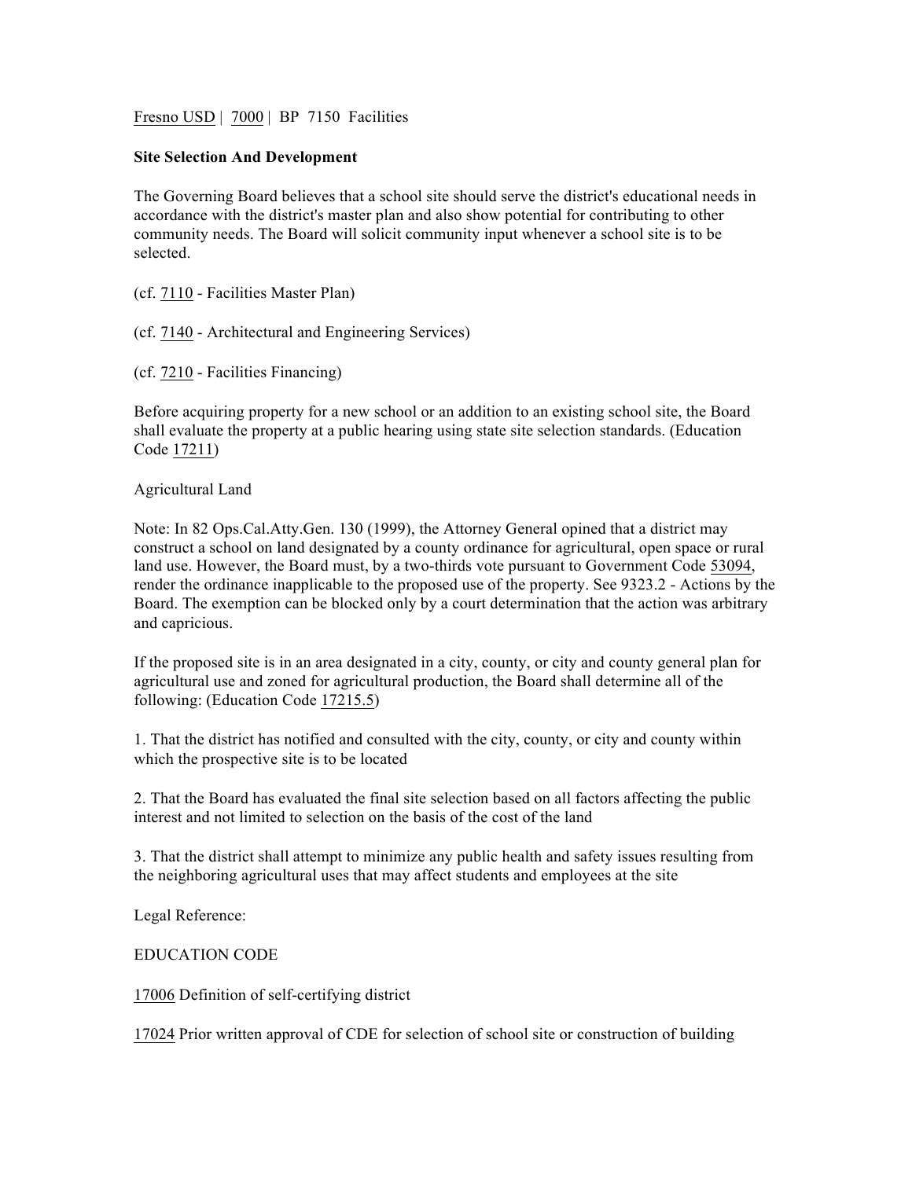Fresno USD | 7000 | BP 7150 Facilities

**Site Selection And Development**

The Governing Board believes that a school site should serve the district's educational needs in accordance with the district's master plan and also show potential for contributing to other community needs. The Board will solicit community input whenever a school site is to be selected.

(cf. 7110 - Facilities Master Plan)

(cf. 7140 - Architectural and Engineering Services)

(cf. 7210 - Facilities Financing)

Before acquiring property for a new school or an addition to an existing school site, the Board shall evaluate the property at a public hearing using state site selection standards. (Education Code 17211)

Agricultural Land

Note: In 82 Ops.Cal.Atty.Gen. 130 (1999), the Attorney General opined that a district may construct a school on land designated by a county ordinance for agricultural, open space or rural land use. However, the Board must, by a two-thirds vote pursuant to Government Code 53094, render the ordinance inapplicable to the proposed use of the property. See 9323.2 - Actions by the Board. The exemption can be blocked only by a court determination that the action was arbitrary and capricious.

If the proposed site is in an area designated in a city, county, or city and county general plan for agricultural use and zoned for agricultural production, the Board shall determine all of the following: (Education Code 17215.5)

1. That the district has notified and consulted with the city, county, or city and county within which the prospective site is to be located

2. That the Board has evaluated the final site selection based on all factors affecting the public interest and not limited to selection on the basis of the cost of the land

3. That the district shall attempt to minimize any public health and safety issues resulting from the neighboring agricultural uses that may affect students and employees at the site

Legal Reference:

EDUCATION CODE

17006 Definition of self-certifying district

17024 Prior written approval of CDE for selection of school site or construction of building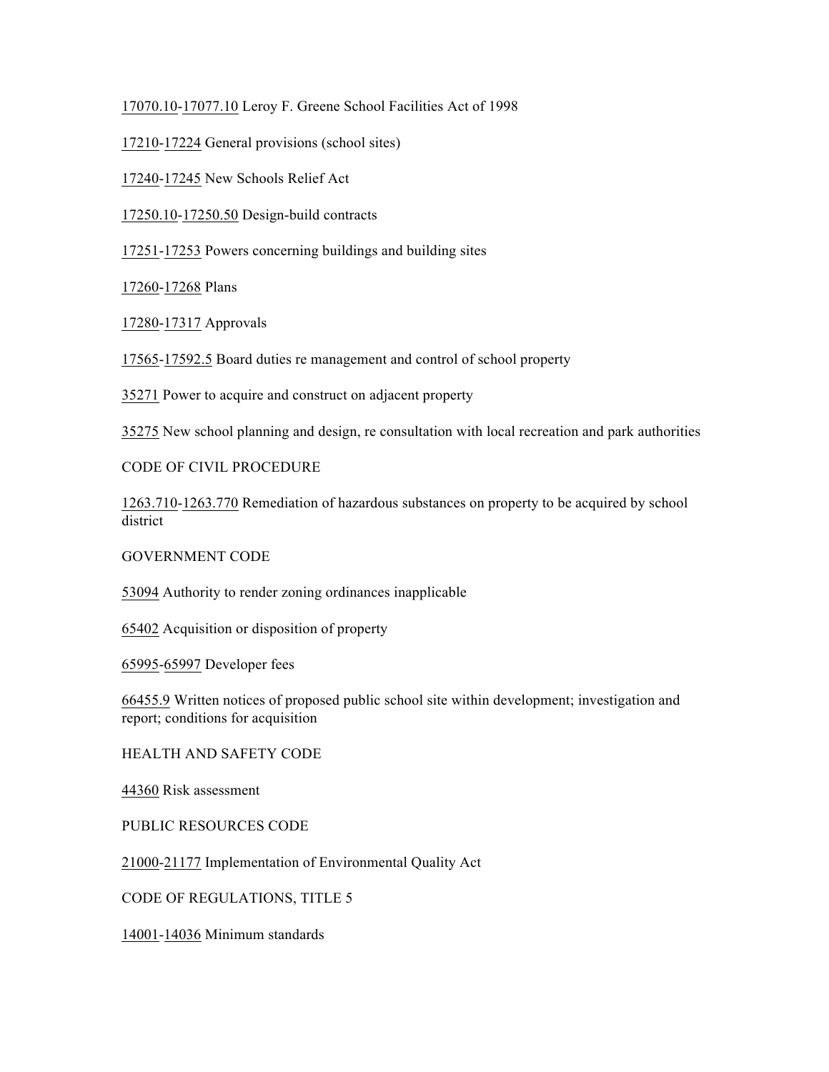17070.10-17077.10 Leroy F. Greene School Facilities Act of 1998

17210-17224 General provisions (school sites)

17240-17245 New Schools Relief Act

17250.10-17250.50 Design-build contracts

17251-17253 Powers concerning buildings and building sites

17260-17268 Plans

17280-17317 Approvals

17565-17592.5 Board duties re management and control of school property

35271 Power to acquire and construct on adjacent property

35275 New school planning and design, re consultation with local recreation and park authorities

CODE OF CIVIL PROCEDURE

1263.710-1263.770 Remediation of hazardous substances on property to be acquired by school district

GOVERNMENT CODE

53094 Authority to render zoning ordinances inapplicable

65402 Acquisition or disposition of property

65995-65997 Developer fees

66455.9 Written notices of proposed public school site within development; investigation and report; conditions for acquisition

HEALTH AND SAFETY CODE

44360 Risk assessment

PUBLIC RESOURCES CODE

21000-21177 Implementation of Environmental Quality Act

CODE OF REGULATIONS, TITLE 5

14001-14036 Minimum standards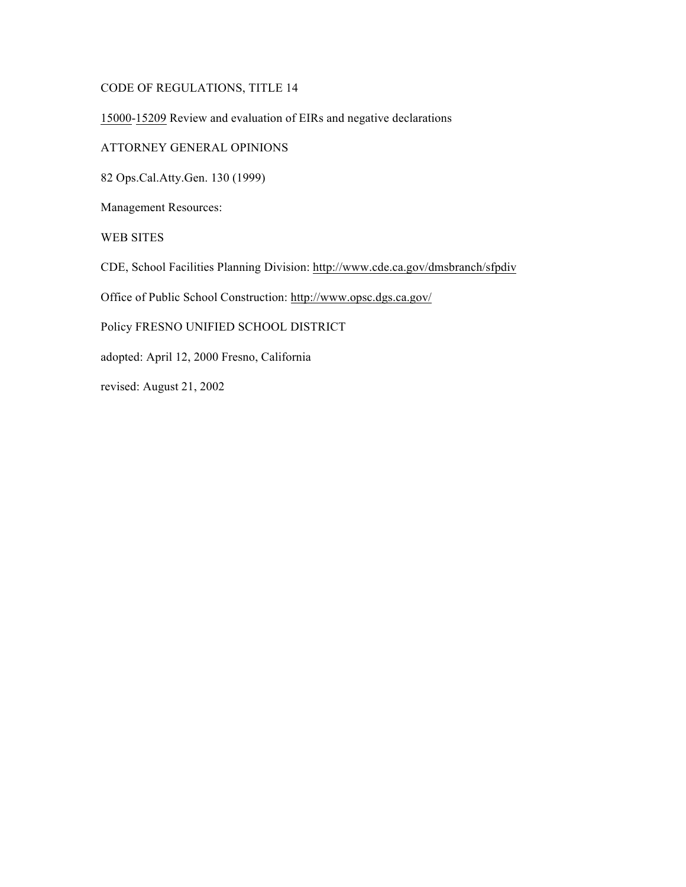CODE OF REGULATIONS, TITLE 14

15000-15209 Review and evaluation of EIRs and negative declarations

ATTORNEY GENERAL OPINIONS

82 Ops.Cal.Atty.Gen. 130 (1999)

Management Resources:

WEB SITES

CDE, School Facilities Planning Division: http://www.cde.ca.gov/dmsbranch/sfpdiv

Office of Public School Construction: http://www.opsc.dgs.ca.gov/

Policy FRESNO UNIFIED SCHOOL DISTRICT

adopted: April 12, 2000 Fresno, California

revised: August 21, 2002